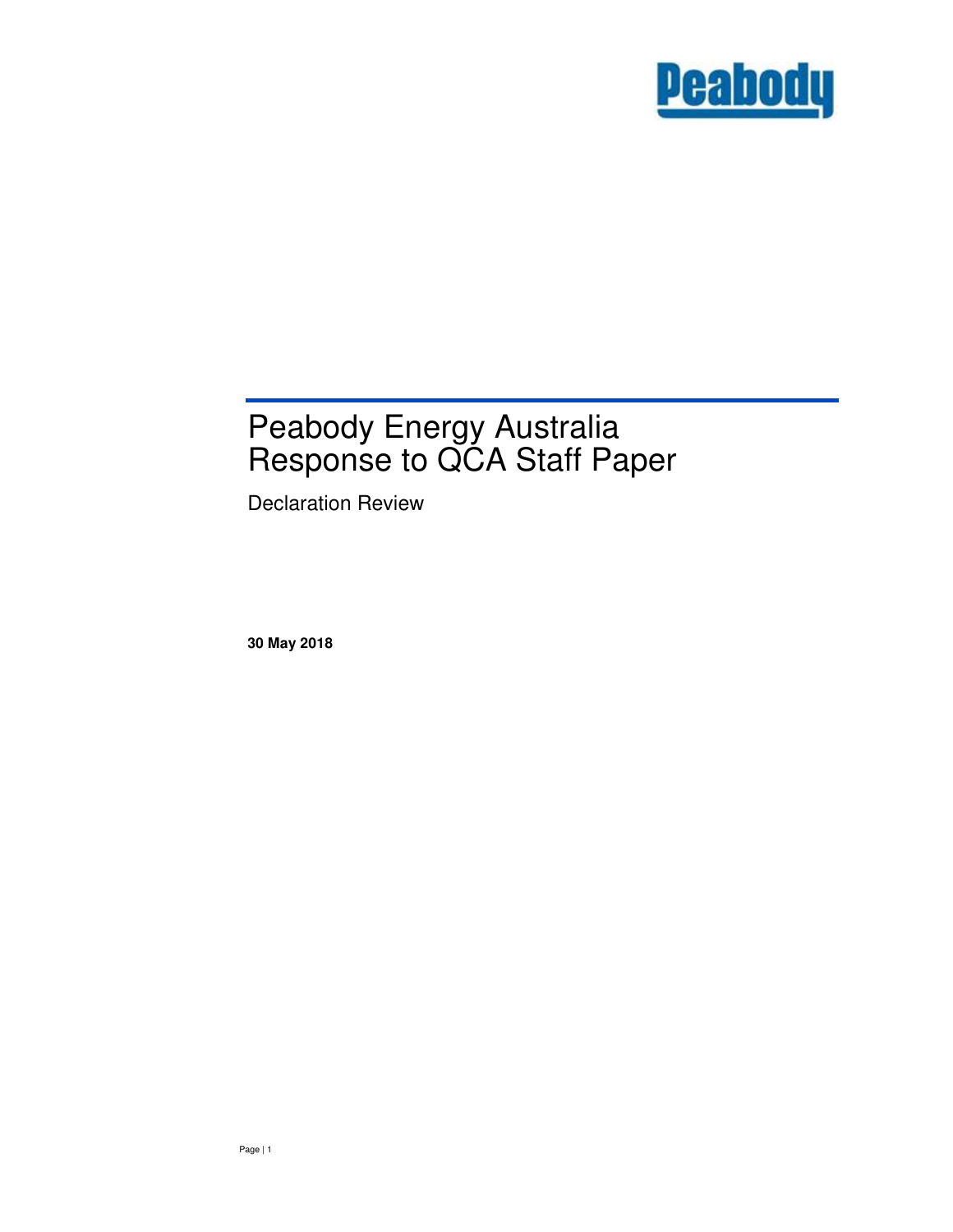Peabody

# Peabody Energy Australia Response to QCA Staff Paper

Declaration Review

**30 May 2018**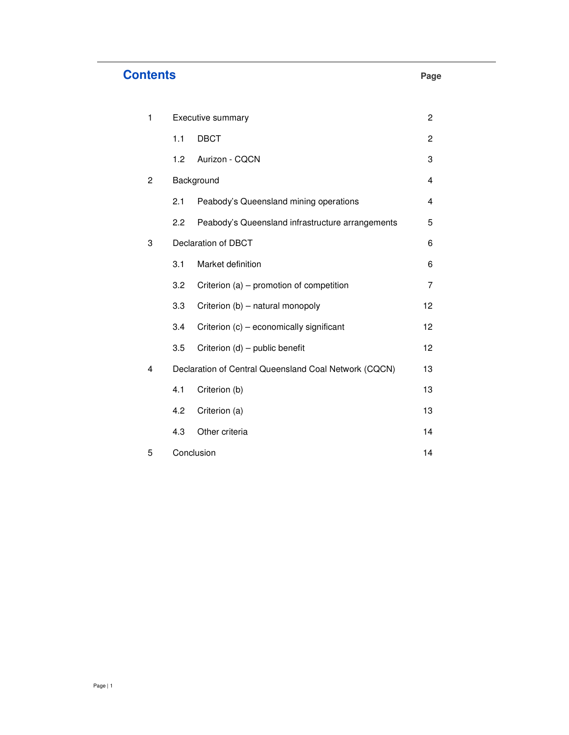# Contents

| | | Page |
|---|---|---|
| 1 | Executive summary | 2 |
| | 1.1 DBCT | 2 |
| | 1.2 Aurizon - CQCN | 3 |
| 2 | Background | 4 |
| | 2.1 Peabody's Queensland mining operations | 4 |
| | 2.2 Peabody's Queensland infrastructure arrangements | 5 |
| 3 | Declaration of DBCT | 6 |
| | 3.1 Market definition | 6 |
| | 3.2 Criterion (a) – promotion of competition | 7 |
| | 3.3 Criterion (b) – natural monopoly | 12 |
| | 3.4 Criterion (c) – economically significant | 12 |
| | 3.5 Criterion (d) – public benefit | 12 |
| 4 | Declaration of Central Queensland Coal Network (CQCN) | 13 |
| | 4.1 Criterion (b) | 13 |
| | 4.2 Criterion (a) | 13 |
| | 4.3 Other criteria | 14 |
| 5 | Conclusion | 14 |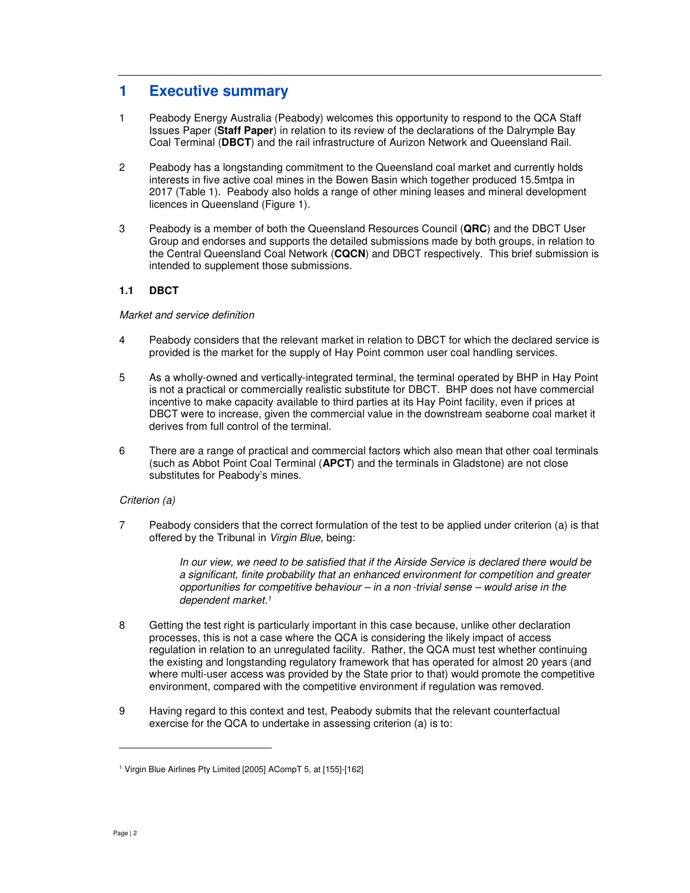# 1 Executive summary

1 Peabody Energy Australia (Peabody) welcomes this opportunity to respond to the QCA Staff Issues Paper (**Staff Paper**) in relation to its review of the declarations of the Dalrymple Bay Coal Terminal (**DBCT**) and the rail infrastructure of Aurizon Network and Queensland Rail.

2 Peabody has a longstanding commitment to the Queensland coal market and currently holds interests in five active coal mines in the Bowen Basin which together produced 15.5mtpa in 2017 (Table 1). Peabody also holds a range of other mining leases and mineral development licences in Queensland (Figure 1).

3 Peabody is a member of both the Queensland Resources Council (**QRC**) and the DBCT User Group and endorses and supports the detailed submissions made by both groups, in relation to the Central Queensland Coal Network (**CQCN**) and DBCT respectively. This brief submission is intended to supplement those submissions.

## 1.1 DBCT

*Market and service definition*

4 Peabody considers that the relevant market in relation to DBCT for which the declared service is provided is the market for the supply of Hay Point common user coal handling services.

5 As a wholly-owned and vertically-integrated terminal, the terminal operated by BHP in Hay Point is not a practical or commercially realistic substitute for DBCT. BHP does not have commercial incentive to make capacity available to third parties at its Hay Point facility, even if prices at DBCT were to increase, given the commercial value in the downstream seaborne coal market it derives from full control of the terminal.

6 There are a range of practical and commercial factors which also mean that other coal terminals (such as Abbot Point Coal Terminal (**APCT**) and the terminals in Gladstone) are not close substitutes for Peabody's mines.

*Criterion (a)*

7 Peabody considers that the correct formulation of the test to be applied under criterion (a) is that offered by the Tribunal in *Virgin Blue*, being:

> *In our view, we need to be satisfied that if the Airside Service is declared there would be a significant, finite probability that an enhanced environment for competition and greater opportunities for competitive behaviour – in a non-trivial sense – would arise in the dependent market.*[1]

8 Getting the test right is particularly important in this case because, unlike other declaration processes, this is not a case where the QCA is considering the likely impact of access regulation in relation to an unregulated facility. Rather, the QCA must test whether continuing the existing and longstanding regulatory framework that has operated for almost 20 years (and where multi-user access was provided by the State prior to that) would promote the competitive environment, compared with the competitive environment if regulation was removed.

9 Having regard to this context and test, Peabody submits that the relevant counterfactual exercise for the QCA to undertake in assessing criterion (a) is to:

[1] Virgin Blue Airlines Pty Limited [2005] ACompT 5, at [155]-[162]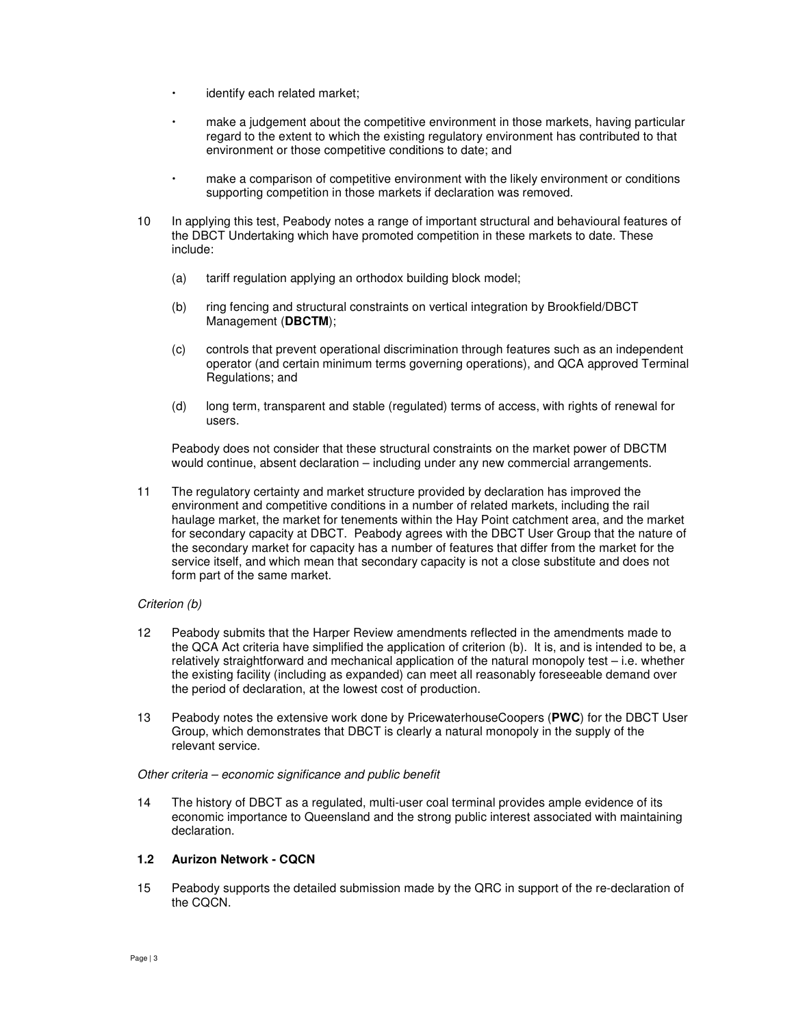- identify each related market;
- make a judgement about the competitive environment in those markets, having particular regard to the extent to which the existing regulatory environment has contributed to that environment or those competitive conditions to date; and
- make a comparison of competitive environment with the likely environment or conditions supporting competition in those markets if declaration was removed.

10 In applying this test, Peabody notes a range of important structural and behavioural features of the DBCT Undertaking which have promoted competition in these markets to date. These include:

   (a) tariff regulation applying an orthodox building block model;

   (b) ring fencing and structural constraints on vertical integration by Brookfield/DBCT Management (**DBCTM**);

   (c) controls that prevent operational discrimination through features such as an independent operator (and certain minimum terms governing operations), and QCA approved Terminal Regulations; and

   (d) long term, transparent and stable (regulated) terms of access, with rights of renewal for users.

   Peabody does not consider that these structural constraints on the market power of DBCTM would continue, absent declaration – including under any new commercial arrangements.

11 The regulatory certainty and market structure provided by declaration has improved the environment and competitive conditions in a number of related markets, including the rail haulage market, the market for tenements within the Hay Point catchment area, and the market for secondary capacity at DBCT. Peabody agrees with the DBCT User Group that the nature of the secondary market for capacity has a number of features that differ from the market for the service itself, and which mean that secondary capacity is not a close substitute and does not form part of the same market.

*Criterion (b)*

12 Peabody submits that the Harper Review amendments reflected in the amendments made to the QCA Act criteria have simplified the application of criterion (b). It is, and is intended to be, a relatively straightforward and mechanical application of the natural monopoly test – i.e. whether the existing facility (including as expanded) can meet all reasonably foreseeable demand over the period of declaration, at the lowest cost of production.

13 Peabody notes the extensive work done by PricewaterhouseCoopers (**PWC**) for the DBCT User Group, which demonstrates that DBCT is clearly a natural monopoly in the supply of the relevant service.

*Other criteria – economic significance and public benefit*

14 The history of DBCT as a regulated, multi-user coal terminal provides ample evidence of its economic importance to Queensland and the strong public interest associated with maintaining declaration.

### 1.2 Aurizon Network - CQCN

15 Peabody supports the detailed submission made by the QRC in support of the re-declaration of the CQCN.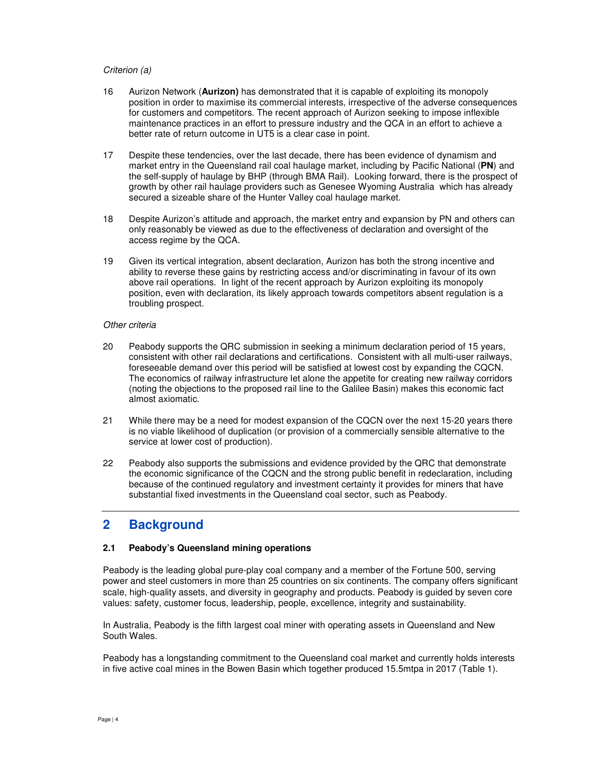*Criterion (a)*

16 Aurizon Network (**Aurizon)** has demonstrated that it is capable of exploiting its monopoly position in order to maximise its commercial interests, irrespective of the adverse consequences for customers and competitors. The recent approach of Aurizon seeking to impose inflexible maintenance practices in an effort to pressure industry and the QCA in an effort to achieve a better rate of return outcome in UT5 is a clear case in point.

17 Despite these tendencies, over the last decade, there has been evidence of dynamism and market entry in the Queensland rail coal haulage market, including by Pacific National (**PN**) and the self-supply of haulage by BHP (through BMA Rail). Looking forward, there is the prospect of growth by other rail haulage providers such as Genesee Wyoming Australia which has already secured a sizeable share of the Hunter Valley coal haulage market.

18 Despite Aurizon's attitude and approach, the market entry and expansion by PN and others can only reasonably be viewed as due to the effectiveness of declaration and oversight of the access regime by the QCA.

19 Given its vertical integration, absent declaration, Aurizon has both the strong incentive and ability to reverse these gains by restricting access and/or discriminating in favour of its own above rail operations. In light of the recent approach by Aurizon exploiting its monopoly position, even with declaration, its likely approach towards competitors absent regulation is a troubling prospect.

*Other criteria*

20 Peabody supports the QRC submission in seeking a minimum declaration period of 15 years, consistent with other rail declarations and certifications. Consistent with all multi-user railways, foreseeable demand over this period will be satisfied at lowest cost by expanding the CQCN. The economics of railway infrastructure let alone the appetite for creating new railway corridors (noting the objections to the proposed rail line to the Galilee Basin) makes this economic fact almost axiomatic.

21 While there may be a need for modest expansion of the CQCN over the next 15-20 years there is no viable likelihood of duplication (or provision of a commercially sensible alternative to the service at lower cost of production).

22 Peabody also supports the submissions and evidence provided by the QRC that demonstrate the economic significance of the CQCN and the strong public benefit in redeclaration, including because of the continued regulatory and investment certainty it provides for miners that have substantial fixed investments in the Queensland coal sector, such as Peabody.

## 2 Background

### 2.1 Peabody's Queensland mining operations

Peabody is the leading global pure-play coal company and a member of the Fortune 500, serving power and steel customers in more than 25 countries on six continents. The company offers significant scale, high-quality assets, and diversity in geography and products. Peabody is guided by seven core values: safety, customer focus, leadership, people, excellence, integrity and sustainability.

In Australia, Peabody is the fifth largest coal miner with operating assets in Queensland and New South Wales.

Peabody has a longstanding commitment to the Queensland coal market and currently holds interests in five active coal mines in the Bowen Basin which together produced 15.5mtpa in 2017 (Table 1).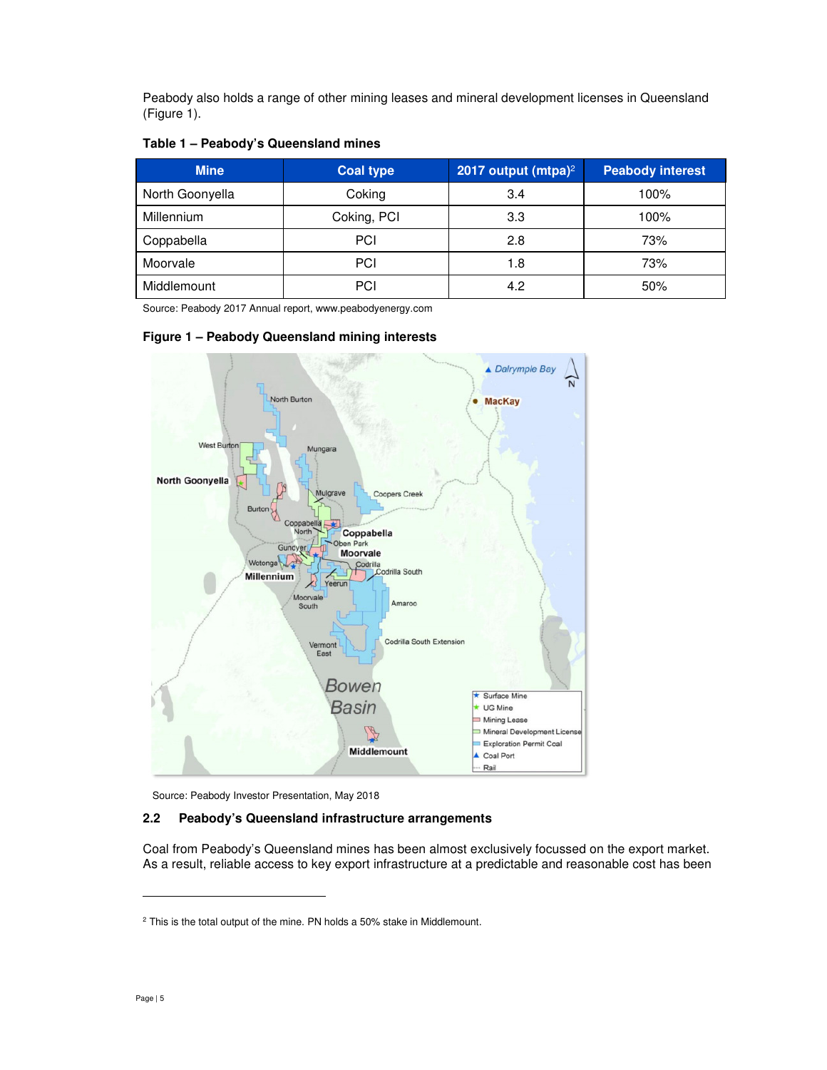Peabody also holds a range of other mining leases and mineral development licenses in Queensland (Figure 1).

**Table 1 – Peabody's Queensland mines**

| Mine | Coal type | 2017 output (mtpa)[2] | Peabody interest |
|---|---|---|---|
| North Goonyella | Coking | 3.4 | 100% |
| Millennium | Coking, PCI | 3.3 | 100% |
| Coppabella | PCI | 2.8 | 73% |
| Moorvale | PCI | 1.8 | 73% |
| Middlemount | PCI | 4.2 | 50% |

Source: Peabody 2017 Annual report, www.peabodyenergy.com

**Figure 1 – Peabody Queensland mining interests**

Source: Peabody Investor Presentation, May 2018

### 2.2 Peabody's Queensland infrastructure arrangements

Coal from Peabody's Queensland mines has been almost exclusively focussed on the export market. As a result, reliable access to key export infrastructure at a predictable and reasonable cost has been

[2] This is the total output of the mine. PN holds a 50% stake in Middlemount.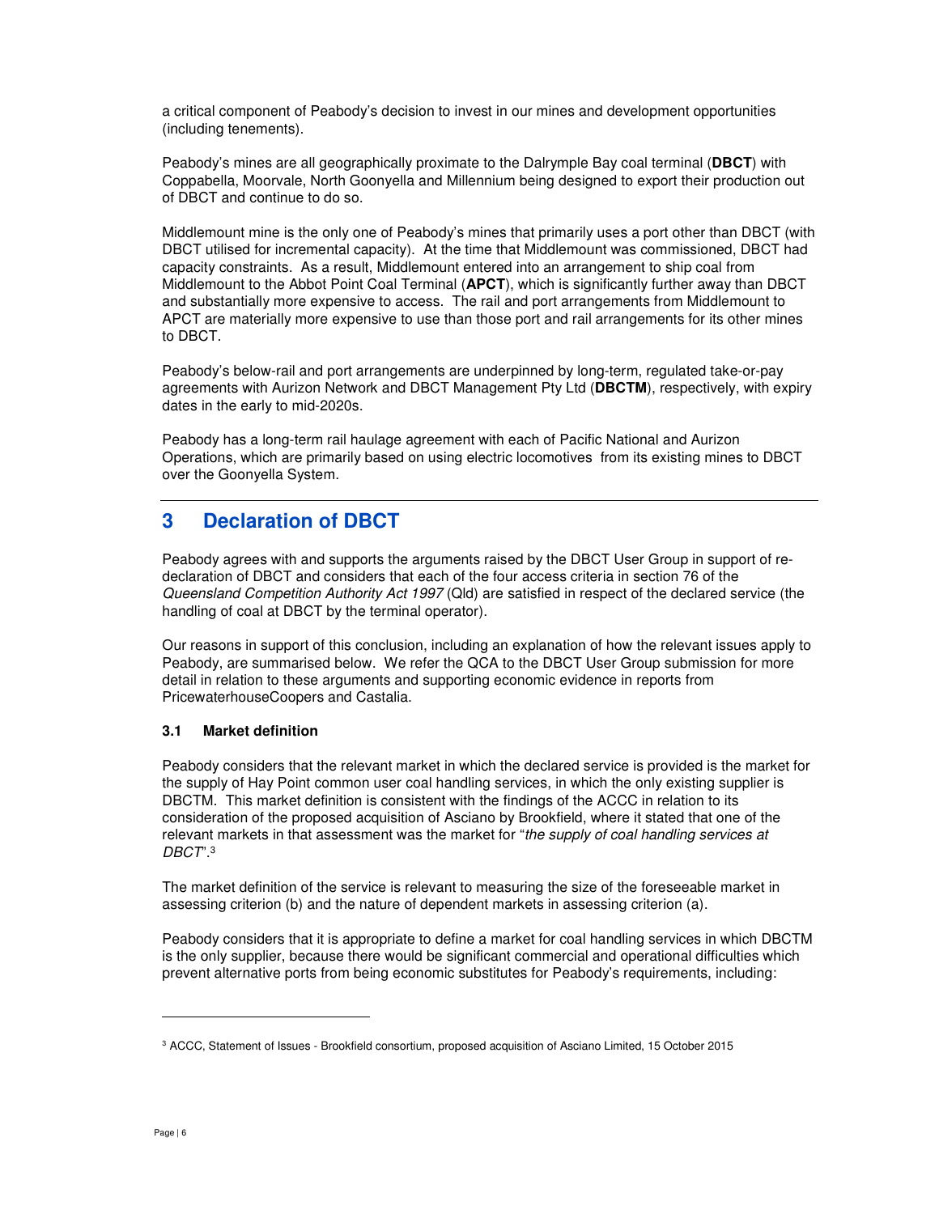a critical component of Peabody's decision to invest in our mines and development opportunities (including tenements).

Peabody's mines are all geographically proximate to the Dalrymple Bay coal terminal (**DBCT**) with Coppabella, Moorvale, North Goonyella and Millennium being designed to export their production out of DBCT and continue to do so.

Middlemount mine is the only one of Peabody's mines that primarily uses a port other than DBCT (with DBCT utilised for incremental capacity). At the time that Middlemount was commissioned, DBCT had capacity constraints. As a result, Middlemount entered into an arrangement to ship coal from Middlemount to the Abbot Point Coal Terminal (**APCT**), which is significantly further away than DBCT and substantially more expensive to access. The rail and port arrangements from Middlemount to APCT are materially more expensive to use than those port and rail arrangements for its other mines to DBCT.

Peabody's below-rail and port arrangements are underpinned by long-term, regulated take-or-pay agreements with Aurizon Network and DBCT Management Pty Ltd (**DBCTM**), respectively, with expiry dates in the early to mid-2020s.

Peabody has a long-term rail haulage agreement with each of Pacific National and Aurizon Operations, which are primarily based on using electric locomotives from its existing mines to DBCT over the Goonyella System.

## 3 Declaration of DBCT

Peabody agrees with and supports the arguments raised by the DBCT User Group in support of re-declaration of DBCT and considers that each of the four access criteria in section 76 of the *Queensland Competition Authority Act 1997* (Qld) are satisfied in respect of the declared service (the handling of coal at DBCT by the terminal operator).

Our reasons in support of this conclusion, including an explanation of how the relevant issues apply to Peabody, are summarised below. We refer the QCA to the DBCT User Group submission for more detail in relation to these arguments and supporting economic evidence in reports from PricewaterhouseCoopers and Castalia.

### 3.1 Market definition

Peabody considers that the relevant market in which the declared service is provided is the market for the supply of Hay Point common user coal handling services, in which the only existing supplier is DBCTM. This market definition is consistent with the findings of the ACCC in relation to its consideration of the proposed acquisition of Asciano by Brookfield, where it stated that one of the relevant markets in that assessment was the market for "*the supply of coal handling services at DBCT*".[3]

The market definition of the service is relevant to measuring the size of the foreseeable market in assessing criterion (b) and the nature of dependent markets in assessing criterion (a).

Peabody considers that it is appropriate to define a market for coal handling services in which DBCTM is the only supplier, because there would be significant commercial and operational difficulties which prevent alternative ports from being economic substitutes for Peabody's requirements, including:

[3] ACCC, Statement of Issues - Brookfield consortium, proposed acquisition of Asciano Limited, 15 October 2015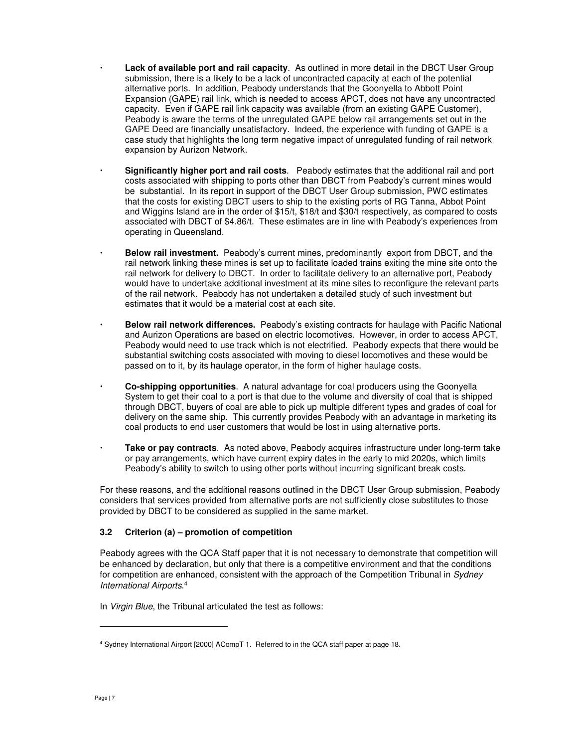- **Lack of available port and rail capacity**. As outlined in more detail in the DBCT User Group submission, there is a likely to be a lack of uncontracted capacity at each of the potential alternative ports. In addition, Peabody understands that the Goonyella to Abbott Point Expansion (GAPE) rail link, which is needed to access APCT, does not have any uncontracted capacity. Even if GAPE rail link capacity was available (from an existing GAPE Customer), Peabody is aware the terms of the unregulated GAPE below rail arrangements set out in the GAPE Deed are financially unsatisfactory. Indeed, the experience with funding of GAPE is a case study that highlights the long term negative impact of unregulated funding of rail network expansion by Aurizon Network.

- **Significantly higher port and rail costs**. Peabody estimates that the additional rail and port costs associated with shipping to ports other than DBCT from Peabody's current mines would be substantial. In its report in support of the DBCT User Group submission, PWC estimates that the costs for existing DBCT users to ship to the existing ports of RG Tanna, Abbot Point and Wiggins Island are in the order of \$15/t, \$18/t and \$30/t respectively, as compared to costs associated with DBCT of \$4.86/t. These estimates are in line with Peabody's experiences from operating in Queensland.

- **Below rail investment.** Peabody's current mines, predominantly export from DBCT, and the rail network linking these mines is set up to facilitate loaded trains exiting the mine site onto the rail network for delivery to DBCT. In order to facilitate delivery to an alternative port, Peabody would have to undertake additional investment at its mine sites to reconfigure the relevant parts of the rail network. Peabody has not undertaken a detailed study of such investment but estimates that it would be a material cost at each site.

- **Below rail network differences.** Peabody's existing contracts for haulage with Pacific National and Aurizon Operations are based on electric locomotives. However, in order to access APCT, Peabody would need to use track which is not electrified. Peabody expects that there would be substantial switching costs associated with moving to diesel locomotives and these would be passed on to it, by its haulage operator, in the form of higher haulage costs.

- **Co-shipping opportunities**. A natural advantage for coal producers using the Goonyella System to get their coal to a port is that due to the volume and diversity of coal that is shipped through DBCT, buyers of coal are able to pick up multiple different types and grades of coal for delivery on the same ship. This currently provides Peabody with an advantage in marketing its coal products to end user customers that would be lost in using alternative ports.

- **Take or pay contracts**. As noted above, Peabody acquires infrastructure under long-term take or pay arrangements, which have current expiry dates in the early to mid 2020s, which limits Peabody's ability to switch to using other ports without incurring significant break costs.

For these reasons, and the additional reasons outlined in the DBCT User Group submission, Peabody considers that services provided from alternative ports are not sufficiently close substitutes to those provided by DBCT to be considered as supplied in the same market.

### 3.2 Criterion (a) – promotion of competition

Peabody agrees with the QCA Staff paper that it is not necessary to demonstrate that competition will be enhanced by declaration, but only that there is a competitive environment and that the conditions for competition are enhanced, consistent with the approach of the Competition Tribunal in *Sydney International Airports*.[4]

In *Virgin Blue*, the Tribunal articulated the test as follows:

---

[4] Sydney International Airport [2000] ACompT 1. Referred to in the QCA staff paper at page 18.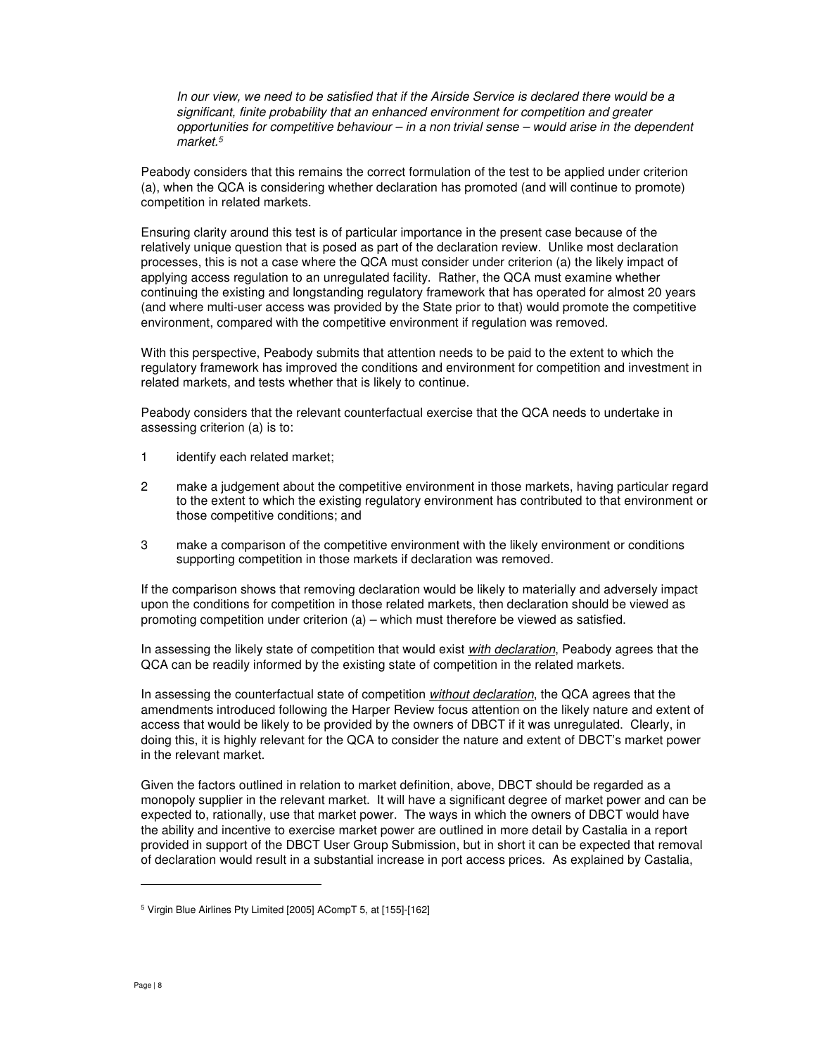> *In our view, we need to be satisfied that if the Airside Service is declared there would be a significant, finite probability that an enhanced environment for competition and greater opportunities for competitive behaviour – in a non trivial sense – would arise in the dependent market.*[5]

Peabody considers that this remains the correct formulation of the test to be applied under criterion (a), when the QCA is considering whether declaration has promoted (and will continue to promote) competition in related markets.

Ensuring clarity around this test is of particular importance in the present case because of the relatively unique question that is posed as part of the declaration review. Unlike most declaration processes, this is not a case where the QCA must consider under criterion (a) the likely impact of applying access regulation to an unregulated facility. Rather, the QCA must examine whether continuing the existing and longstanding regulatory framework that has operated for almost 20 years (and where multi-user access was provided by the State prior to that) would promote the competitive environment, compared with the competitive environment if regulation was removed.

With this perspective, Peabody submits that attention needs to be paid to the extent to which the regulatory framework has improved the conditions and environment for competition and investment in related markets, and tests whether that is likely to continue.

Peabody considers that the relevant counterfactual exercise that the QCA needs to undertake in assessing criterion (a) is to:

1. identify each related market;
2. make a judgement about the competitive environment in those markets, having particular regard to the extent to which the existing regulatory environment has contributed to that environment or those competitive conditions; and
3. make a comparison of the competitive environment with the likely environment or conditions supporting competition in those markets if declaration was removed.

If the comparison shows that removing declaration would be likely to materially and adversely impact upon the conditions for competition in those related markets, then declaration should be viewed as promoting competition under criterion (a) – which must therefore be viewed as satisfied.

In assessing the likely state of competition that would exist *with declaration*, Peabody agrees that the QCA can be readily informed by the existing state of competition in the related markets.

In assessing the counterfactual state of competition *without declaration*, the QCA agrees that the amendments introduced following the Harper Review focus attention on the likely nature and extent of access that would be likely to be provided by the owners of DBCT if it was unregulated. Clearly, in doing this, it is highly relevant for the QCA to consider the nature and extent of DBCT's market power in the relevant market.

Given the factors outlined in relation to market definition, above, DBCT should be regarded as a monopoly supplier in the relevant market. It will have a significant degree of market power and can be expected to, rationally, use that market power. The ways in which the owners of DBCT would have the ability and incentive to exercise market power are outlined in more detail by Castalia in a report provided in support of the DBCT User Group Submission, but in short it can be expected that removal of declaration would result in a substantial increase in port access prices. As explained by Castalia,

---

[5] Virgin Blue Airlines Pty Limited [2005] ACompT 5, at [155]-[162]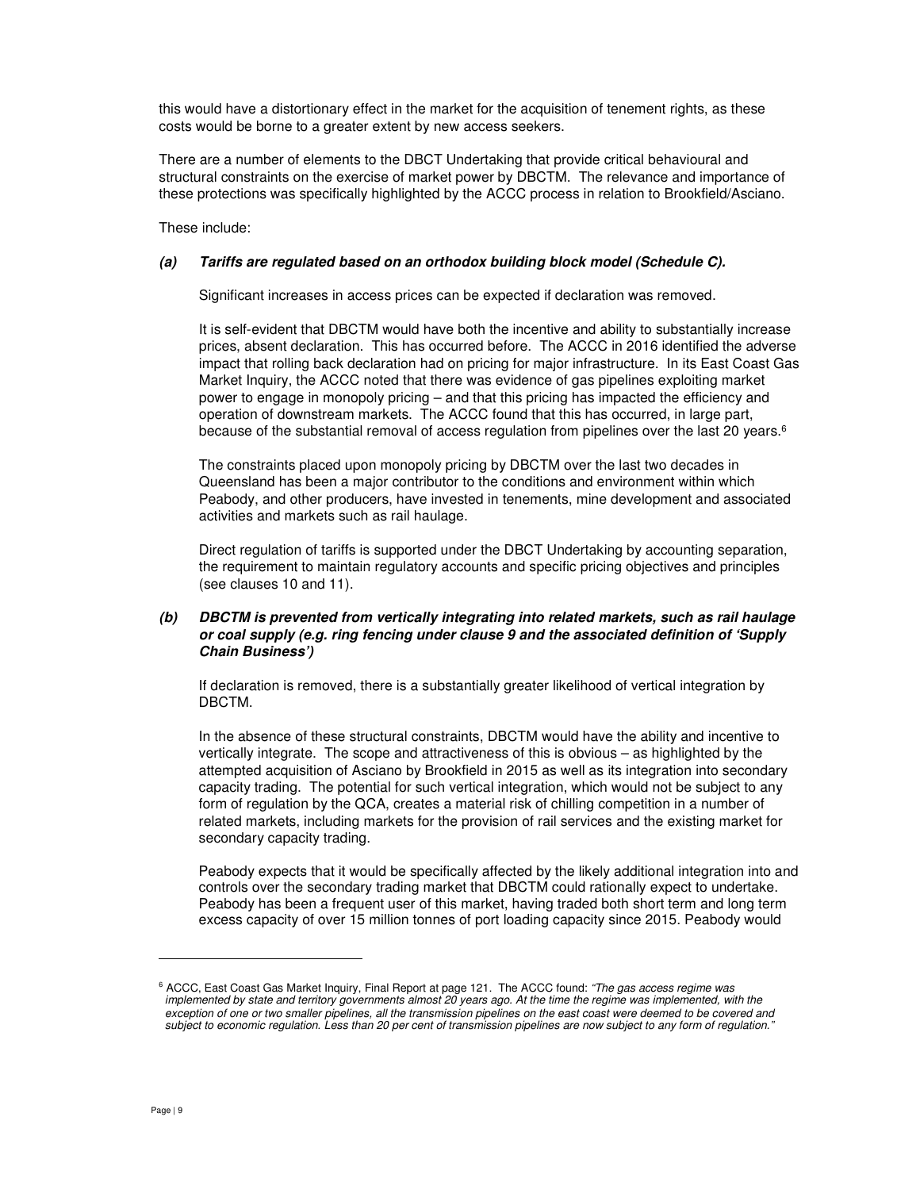this would have a distortionary effect in the market for the acquisition of tenement rights, as these costs would be borne to a greater extent by new access seekers.

There are a number of elements to the DBCT Undertaking that provide critical behavioural and structural constraints on the exercise of market power by DBCTM. The relevance and importance of these protections was specifically highlighted by the ACCC process in relation to Brookfield/Asciano.

These include:

***(a) Tariffs are regulated based on an orthodox building block model (Schedule C).***

Significant increases in access prices can be expected if declaration was removed.

It is self-evident that DBCTM would have both the incentive and ability to substantially increase prices, absent declaration. This has occurred before. The ACCC in 2016 identified the adverse impact that rolling back declaration had on pricing for major infrastructure. In its East Coast Gas Market Inquiry, the ACCC noted that there was evidence of gas pipelines exploiting market power to engage in monopoly pricing – and that this pricing has impacted the efficiency and operation of downstream markets. The ACCC found that this has occurred, in large part, because of the substantial removal of access regulation from pipelines over the last 20 years.[6]

The constraints placed upon monopoly pricing by DBCTM over the last two decades in Queensland has been a major contributor to the conditions and environment within which Peabody, and other producers, have invested in tenements, mine development and associated activities and markets such as rail haulage.

Direct regulation of tariffs is supported under the DBCT Undertaking by accounting separation, the requirement to maintain regulatory accounts and specific pricing objectives and principles (see clauses 10 and 11).

***(b) DBCTM is prevented from vertically integrating into related markets, such as rail haulage or coal supply (e.g. ring fencing under clause 9 and the associated definition of 'Supply Chain Business')***

If declaration is removed, there is a substantially greater likelihood of vertical integration by DBCTM.

In the absence of these structural constraints, DBCTM would have the ability and incentive to vertically integrate. The scope and attractiveness of this is obvious – as highlighted by the attempted acquisition of Asciano by Brookfield in 2015 as well as its integration into secondary capacity trading. The potential for such vertical integration, which would not be subject to any form of regulation by the QCA, creates a material risk of chilling competition in a number of related markets, including markets for the provision of rail services and the existing market for secondary capacity trading.

Peabody expects that it would be specifically affected by the likely additional integration into and controls over the secondary trading market that DBCTM could rationally expect to undertake. Peabody has been a frequent user of this market, having traded both short term and long term excess capacity of over 15 million tonnes of port loading capacity since 2015. Peabody would

---

[6] ACCC, East Coast Gas Market Inquiry, Final Report at page 121. The ACCC found: *"The gas access regime was implemented by state and territory governments almost 20 years ago. At the time the regime was implemented, with the exception of one or two smaller pipelines, all the transmission pipelines on the east coast were deemed to be covered and subject to economic regulation. Less than 20 per cent of transmission pipelines are now subject to any form of regulation."*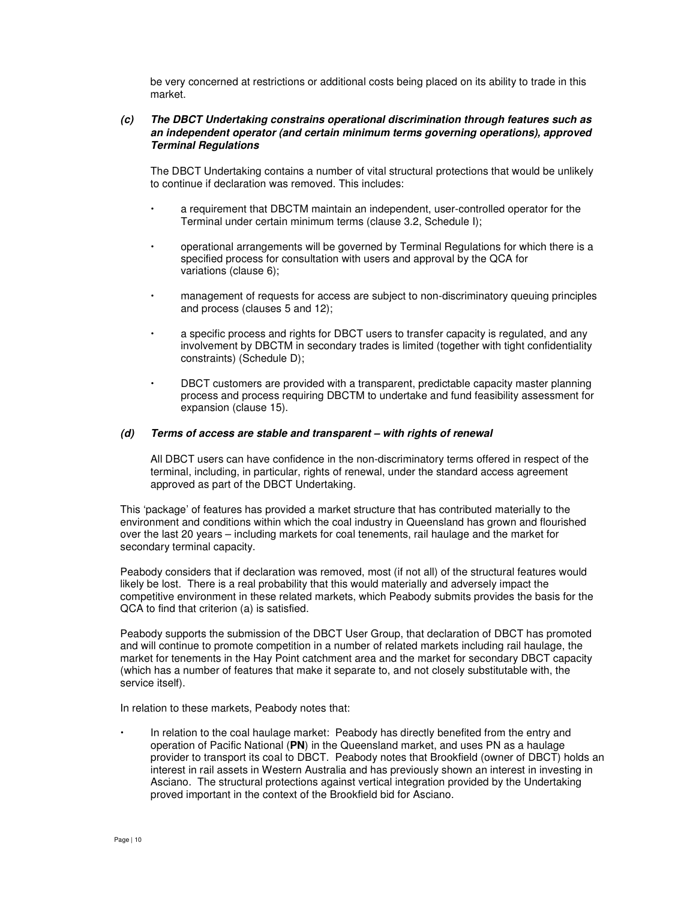be very concerned at restrictions or additional costs being placed on its ability to trade in this market.

***(c) The DBCT Undertaking constrains operational discrimination through features such as an independent operator (and certain minimum terms governing operations), approved Terminal Regulations***

The DBCT Undertaking contains a number of vital structural protections that would be unlikely to continue if declaration was removed. This includes:

- a requirement that DBCTM maintain an independent, user-controlled operator for the Terminal under certain minimum terms (clause 3.2, Schedule I);
- operational arrangements will be governed by Terminal Regulations for which there is a specified process for consultation with users and approval by the QCA for variations (clause 6);
- management of requests for access are subject to non-discriminatory queuing principles and process (clauses 5 and 12);
- a specific process and rights for DBCT users to transfer capacity is regulated, and any involvement by DBCTM in secondary trades is limited (together with tight confidentiality constraints) (Schedule D);
- DBCT customers are provided with a transparent, predictable capacity master planning process and process requiring DBCTM to undertake and fund feasibility assessment for expansion (clause 15).

***(d) Terms of access are stable and transparent – with rights of renewal***

All DBCT users can have confidence in the non-discriminatory terms offered in respect of the terminal, including, in particular, rights of renewal, under the standard access agreement approved as part of the DBCT Undertaking.

This 'package' of features has provided a market structure that has contributed materially to the environment and conditions within which the coal industry in Queensland has grown and flourished over the last 20 years – including markets for coal tenements, rail haulage and the market for secondary terminal capacity.

Peabody considers that if declaration was removed, most (if not all) of the structural features would likely be lost. There is a real probability that this would materially and adversely impact the competitive environment in these related markets, which Peabody submits provides the basis for the QCA to find that criterion (a) is satisfied.

Peabody supports the submission of the DBCT User Group, that declaration of DBCT has promoted and will continue to promote competition in a number of related markets including rail haulage, the market for tenements in the Hay Point catchment area and the market for secondary DBCT capacity (which has a number of features that make it separate to, and not closely substitutable with, the service itself).

In relation to these markets, Peabody notes that:

- In relation to the coal haulage market: Peabody has directly benefited from the entry and operation of Pacific National (**PN**) in the Queensland market, and uses PN as a haulage provider to transport its coal to DBCT. Peabody notes that Brookfield (owner of DBCT) holds an interest in rail assets in Western Australia and has previously shown an interest in investing in Asciano. The structural protections against vertical integration provided by the Undertaking proved important in the context of the Brookfield bid for Asciano.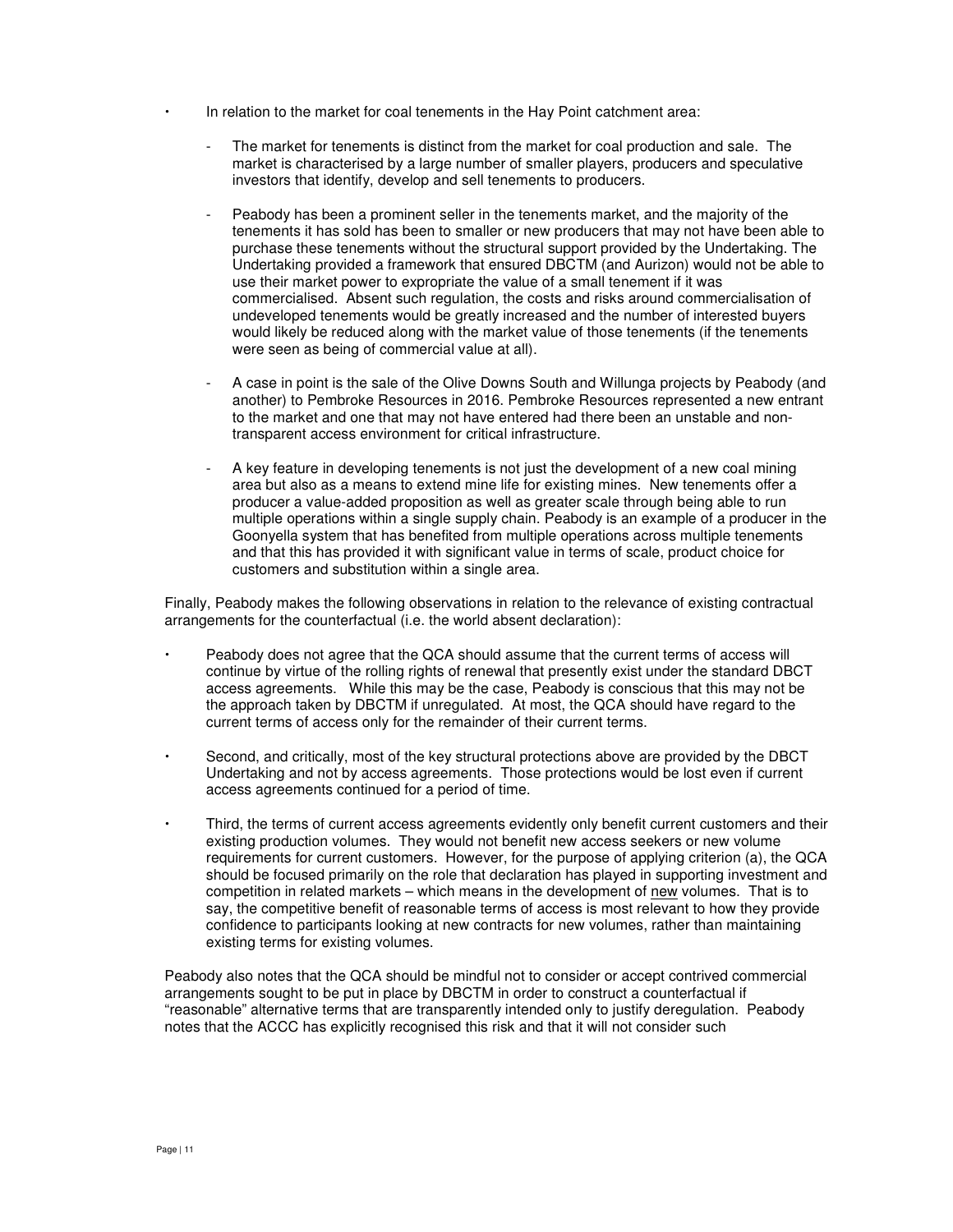- In relation to the market for coal tenements in the Hay Point catchment area:
  - The market for tenements is distinct from the market for coal production and sale. The market is characterised by a large number of smaller players, producers and speculative investors that identify, develop and sell tenements to producers.
  - Peabody has been a prominent seller in the tenements market, and the majority of the tenements it has sold has been to smaller or new producers that may not have been able to purchase these tenements without the structural support provided by the Undertaking. The Undertaking provided a framework that ensured DBCTM (and Aurizon) would not be able to use their market power to expropriate the value of a small tenement if it was commercialised. Absent such regulation, the costs and risks around commercialisation of undeveloped tenements would be greatly increased and the number of interested buyers would likely be reduced along with the market value of those tenements (if the tenements were seen as being of commercial value at all).
  - A case in point is the sale of the Olive Downs South and Willunga projects by Peabody (and another) to Pembroke Resources in 2016. Pembroke Resources represented a new entrant to the market and one that may not have entered had there been an unstable and non-transparent access environment for critical infrastructure.
  - A key feature in developing tenements is not just the development of a new coal mining area but also as a means to extend mine life for existing mines. New tenements offer a producer a value-added proposition as well as greater scale through being able to run multiple operations within a single supply chain. Peabody is an example of a producer in the Goonyella system that has benefited from multiple operations across multiple tenements and that this has provided it with significant value in terms of scale, product choice for customers and substitution within a single area.

Finally, Peabody makes the following observations in relation to the relevance of existing contractual arrangements for the counterfactual (i.e. the world absent declaration):

- Peabody does not agree that the QCA should assume that the current terms of access will continue by virtue of the rolling rights of renewal that presently exist under the standard DBCT access agreements. While this may be the case, Peabody is conscious that this may not be the approach taken by DBCTM if unregulated. At most, the QCA should have regard to the current terms of access only for the remainder of their current terms.
- Second, and critically, most of the key structural protections above are provided by the DBCT Undertaking and not by access agreements. Those protections would be lost even if current access agreements continued for a period of time.
- Third, the terms of current access agreements evidently only benefit current customers and their existing production volumes. They would not benefit new access seekers or new volume requirements for current customers. However, for the purpose of applying criterion (a), the QCA should be focused primarily on the role that declaration has played in supporting investment and competition in related markets – which means in the development of new volumes. That is to say, the competitive benefit of reasonable terms of access is most relevant to how they provide confidence to participants looking at new contracts for new volumes, rather than maintaining existing terms for existing volumes.

Peabody also notes that the QCA should be mindful not to consider or accept contrived commercial arrangements sought to be put in place by DBCTM in order to construct a counterfactual if "reasonable" alternative terms that are transparently intended only to justify deregulation. Peabody notes that the ACCC has explicitly recognised this risk and that it will not consider such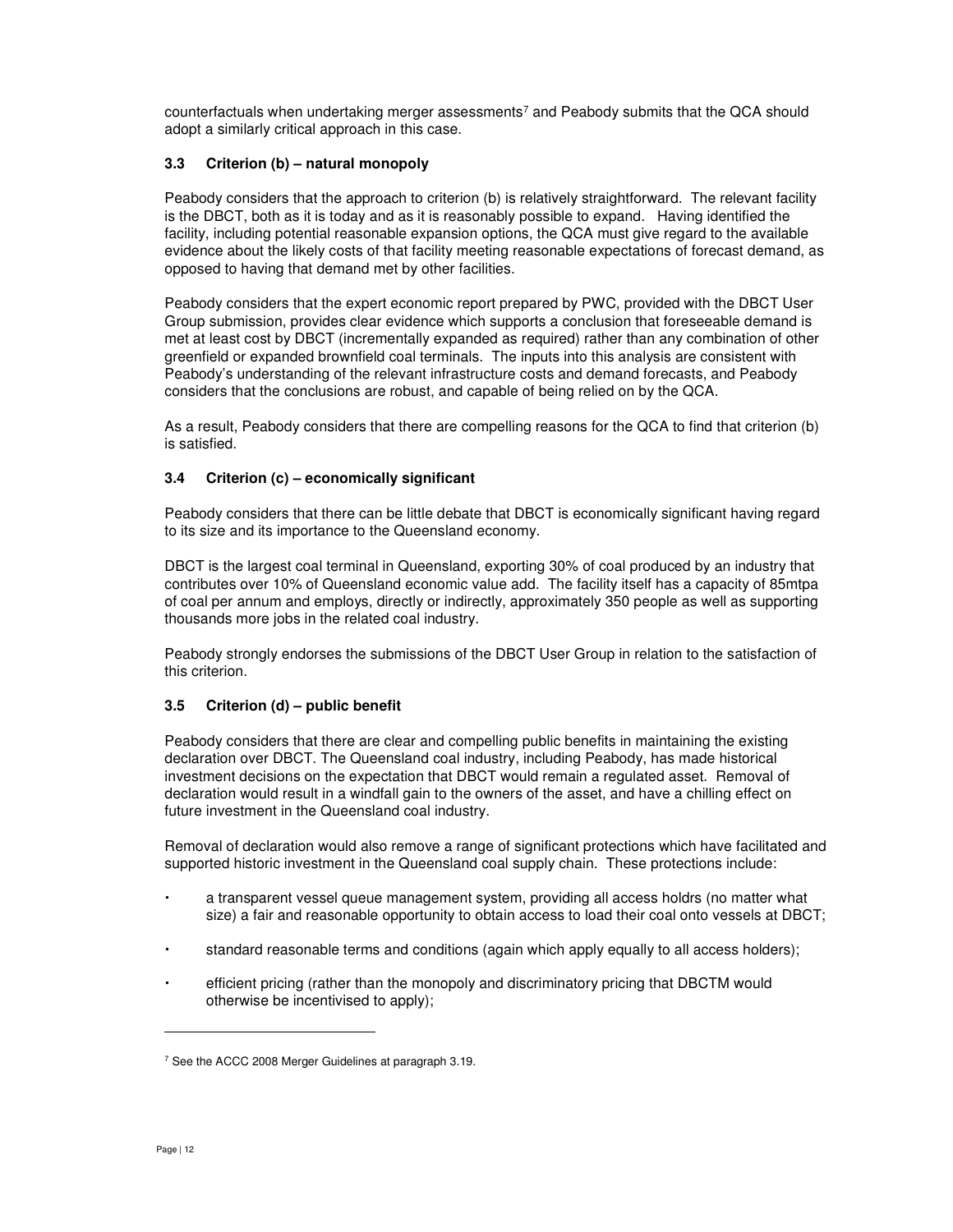counterfactuals when undertaking merger assessments[7] and Peabody submits that the QCA should adopt a similarly critical approach in this case.

### 3.3 Criterion (b) – natural monopoly

Peabody considers that the approach to criterion (b) is relatively straightforward. The relevant facility is the DBCT, both as it is today and as it is reasonably possible to expand. Having identified the facility, including potential reasonable expansion options, the QCA must give regard to the available evidence about the likely costs of that facility meeting reasonable expectations of forecast demand, as opposed to having that demand met by other facilities.

Peabody considers that the expert economic report prepared by PWC, provided with the DBCT User Group submission, provides clear evidence which supports a conclusion that foreseeable demand is met at least cost by DBCT (incrementally expanded as required) rather than any combination of other greenfield or expanded brownfield coal terminals. The inputs into this analysis are consistent with Peabody's understanding of the relevant infrastructure costs and demand forecasts, and Peabody considers that the conclusions are robust, and capable of being relied on by the QCA.

As a result, Peabody considers that there are compelling reasons for the QCA to find that criterion (b) is satisfied.

### 3.4 Criterion (c) – economically significant

Peabody considers that there can be little debate that DBCT is economically significant having regard to its size and its importance to the Queensland economy.

DBCT is the largest coal terminal in Queensland, exporting 30% of coal produced by an industry that contributes over 10% of Queensland economic value add. The facility itself has a capacity of 85mtpa of coal per annum and employs, directly or indirectly, approximately 350 people as well as supporting thousands more jobs in the related coal industry.

Peabody strongly endorses the submissions of the DBCT User Group in relation to the satisfaction of this criterion.

### 3.5 Criterion (d) – public benefit

Peabody considers that there are clear and compelling public benefits in maintaining the existing declaration over DBCT. The Queensland coal industry, including Peabody, has made historical investment decisions on the expectation that DBCT would remain a regulated asset. Removal of declaration would result in a windfall gain to the owners of the asset, and have a chilling effect on future investment in the Queensland coal industry.

Removal of declaration would also remove a range of significant protections which have facilitated and supported historic investment in the Queensland coal supply chain. These protections include:

- a transparent vessel queue management system, providing all access holdrs (no matter what size) a fair and reasonable opportunity to obtain access to load their coal onto vessels at DBCT;
- standard reasonable terms and conditions (again which apply equally to all access holders);
- efficient pricing (rather than the monopoly and discriminatory pricing that DBCTM would otherwise be incentivised to apply);

---

[7] See the ACCC 2008 Merger Guidelines at paragraph 3.19.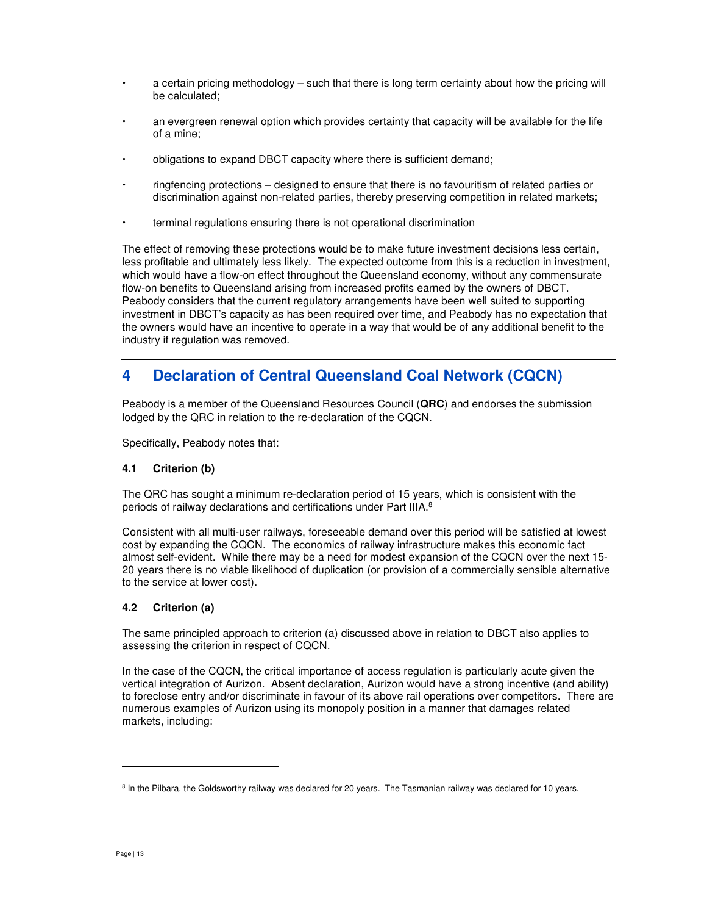- a certain pricing methodology – such that there is long term certainty about how the pricing will be calculated;
- an evergreen renewal option which provides certainty that capacity will be available for the life of a mine;
- obligations to expand DBCT capacity where there is sufficient demand;
- ringfencing protections – designed to ensure that there is no favouritism of related parties or discrimination against non-related parties, thereby preserving competition in related markets;
- terminal regulations ensuring there is not operational discrimination

The effect of removing these protections would be to make future investment decisions less certain, less profitable and ultimately less likely. The expected outcome from this is a reduction in investment, which would have a flow-on effect throughout the Queensland economy, without any commensurate flow-on benefits to Queensland arising from increased profits earned by the owners of DBCT. Peabody considers that the current regulatory arrangements have been well suited to supporting investment in DBCT's capacity as has been required over time, and Peabody has no expectation that the owners would have an incentive to operate in a way that would be of any additional benefit to the industry if regulation was removed.

## 4 Declaration of Central Queensland Coal Network (CQCN)

Peabody is a member of the Queensland Resources Council (**QRC**) and endorses the submission lodged by the QRC in relation to the re-declaration of the CQCN.

Specifically, Peabody notes that:

### 4.1 Criterion (b)

The QRC has sought a minimum re-declaration period of 15 years, which is consistent with the periods of railway declarations and certifications under Part IIIA.[8]

Consistent with all multi-user railways, foreseeable demand over this period will be satisfied at lowest cost by expanding the CQCN. The economics of railway infrastructure makes this economic fact almost self-evident. While there may be a need for modest expansion of the CQCN over the next 15-20 years there is no viable likelihood of duplication (or provision of a commercially sensible alternative to the service at lower cost).

### 4.2 Criterion (a)

The same principled approach to criterion (a) discussed above in relation to DBCT also applies to assessing the criterion in respect of CQCN.

In the case of the CQCN, the critical importance of access regulation is particularly acute given the vertical integration of Aurizon. Absent declaration, Aurizon would have a strong incentive (and ability) to foreclose entry and/or discriminate in favour of its above rail operations over competitors. There are numerous examples of Aurizon using its monopoly position in a manner that damages related markets, including:

---

[8] In the Pilbara, the Goldsworthy railway was declared for 20 years. The Tasmanian railway was declared for 10 years.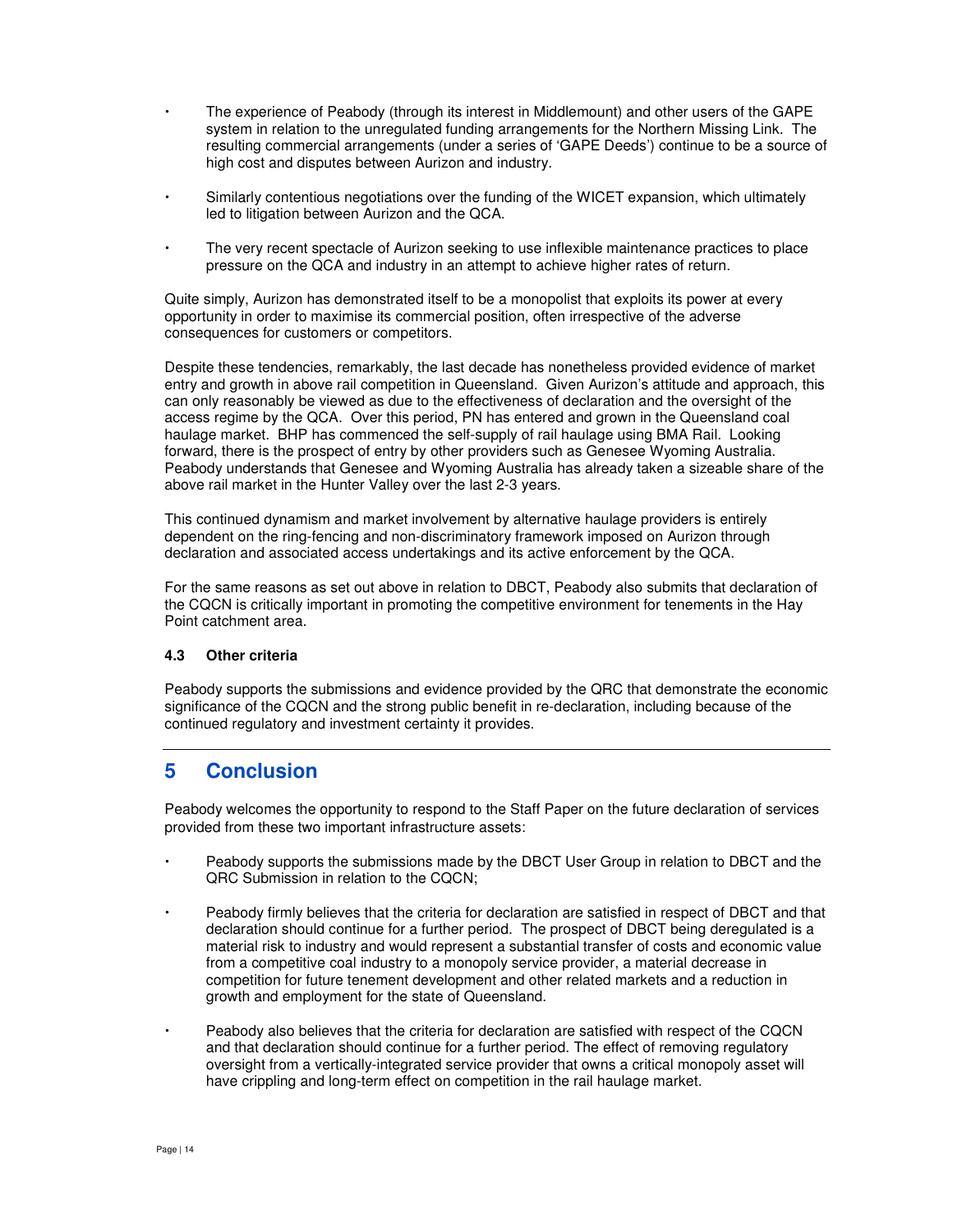- The experience of Peabody (through its interest in Middlemount) and other users of the GAPE system in relation to the unregulated funding arrangements for the Northern Missing Link. The resulting commercial arrangements (under a series of 'GAPE Deeds') continue to be a source of high cost and disputes between Aurizon and industry.

- Similarly contentious negotiations over the funding of the WICET expansion, which ultimately led to litigation between Aurizon and the QCA.

- The very recent spectacle of Aurizon seeking to use inflexible maintenance practices to place pressure on the QCA and industry in an attempt to achieve higher rates of return.

Quite simply, Aurizon has demonstrated itself to be a monopolist that exploits its power at every opportunity in order to maximise its commercial position, often irrespective of the adverse consequences for customers or competitors.

Despite these tendencies, remarkably, the last decade has nonetheless provided evidence of market entry and growth in above rail competition in Queensland. Given Aurizon's attitude and approach, this can only reasonably be viewed as due to the effectiveness of declaration and the oversight of the access regime by the QCA. Over this period, PN has entered and grown in the Queensland coal haulage market. BHP has commenced the self-supply of rail haulage using BMA Rail. Looking forward, there is the prospect of entry by other providers such as Genesee Wyoming Australia. Peabody understands that Genesee and Wyoming Australia has already taken a sizeable share of the above rail market in the Hunter Valley over the last 2-3 years.

This continued dynamism and market involvement by alternative haulage providers is entirely dependent on the ring-fencing and non-discriminatory framework imposed on Aurizon through declaration and associated access undertakings and its active enforcement by the QCA.

For the same reasons as set out above in relation to DBCT, Peabody also submits that declaration of the CQCN is critically important in promoting the competitive environment for tenements in the Hay Point catchment area.

### 4.3 Other criteria

Peabody supports the submissions and evidence provided by the QRC that demonstrate the economic significance of the CQCN and the strong public benefit in re-declaration, including because of the continued regulatory and investment certainty it provides.

## 5 Conclusion

Peabody welcomes the opportunity to respond to the Staff Paper on the future declaration of services provided from these two important infrastructure assets:

- Peabody supports the submissions made by the DBCT User Group in relation to DBCT and the QRC Submission in relation to the CQCN;

- Peabody firmly believes that the criteria for declaration are satisfied in respect of DBCT and that declaration should continue for a further period. The prospect of DBCT being deregulated is a material risk to industry and would represent a substantial transfer of costs and economic value from a competitive coal industry to a monopoly service provider, a material decrease in competition for future tenement development and other related markets and a reduction in growth and employment for the state of Queensland.

- Peabody also believes that the criteria for declaration are satisfied with respect of the CQCN and that declaration should continue for a further period. The effect of removing regulatory oversight from a vertically-integrated service provider that owns a critical monopoly asset will have crippling and long-term effect on competition in the rail haulage market.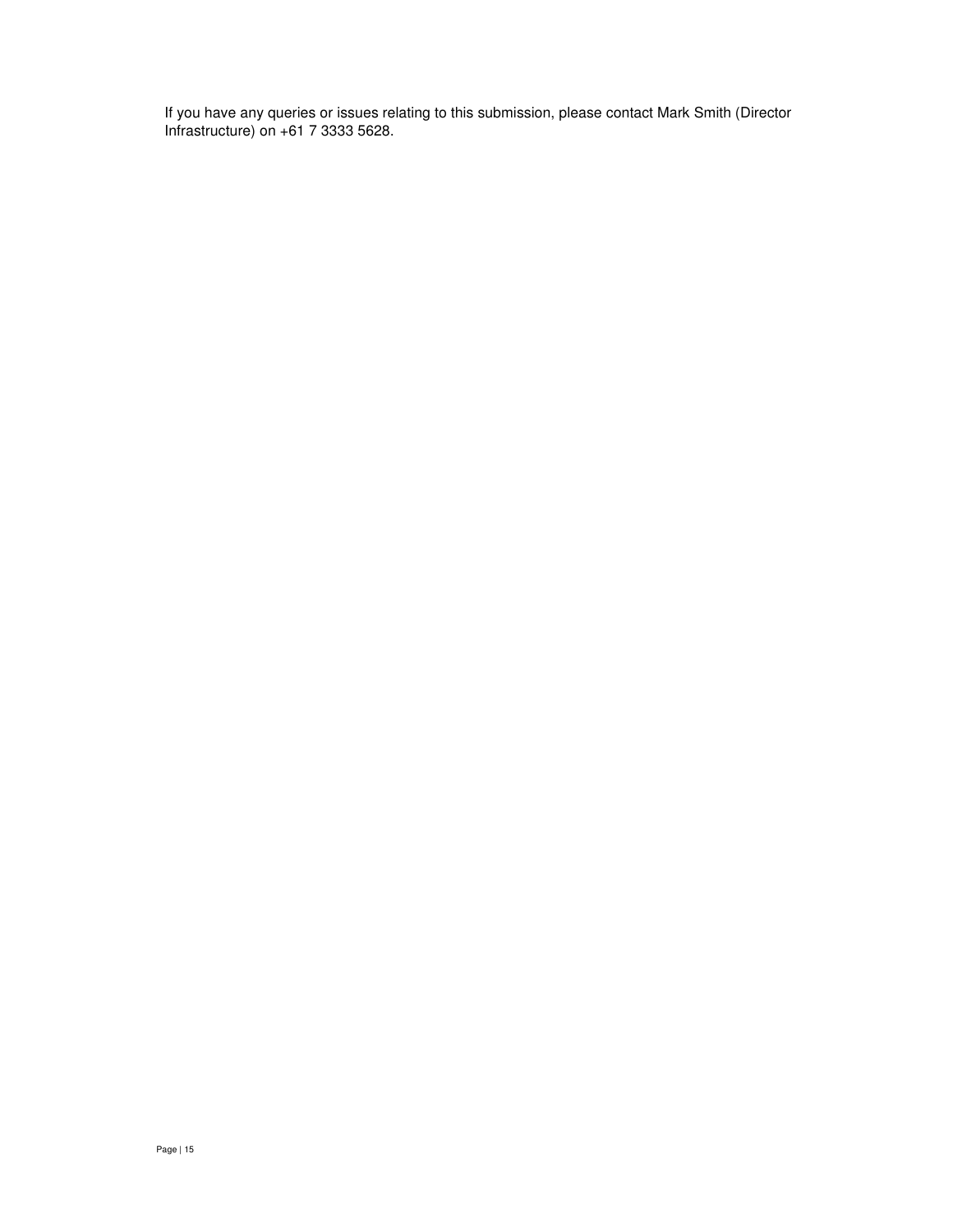If you have any queries or issues relating to this submission, please contact Mark Smith (Director Infrastructure) on +61 7 3333 5628.